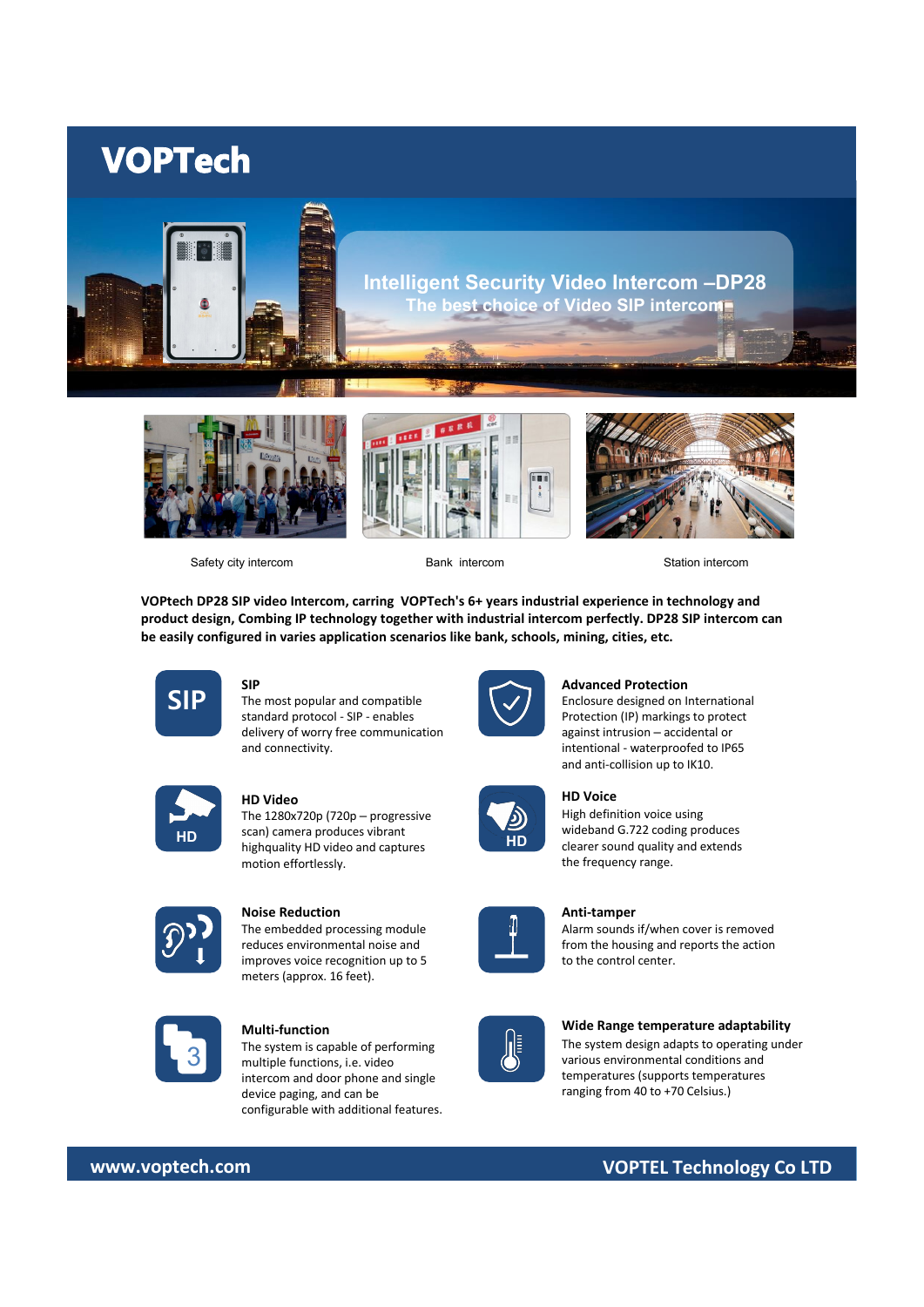# VOPTech

## Intelligent Security Video Intercom –DP28

The best choice of Video SIP intercom

Safety city intercom

Bank intercom

Station intercom

**VOPtech DP28 SIP video Intercom, carring VOPTech's 6+ years industrial experience in technology and product design, Combing IP technology together with industrial intercom perfectly. DP28 SIP intercom can be easily configured in varies application scenarios like bank, schools, mining, cities, etc.**

### SIP

The most popular and compatible standard protocol - SIP - enables delivery of worry free communication and connectivity.

### Advanced Protection

Enclosure designed on International Protection (IP) markings to protect against intrusion – accidental or intentional - waterproofed to IP65 and anti-collision up to IK10.

### HD Video

The 1280x720p (720p – progressive scan) camera produces vibrant highquality HD video and captures motion effortlessly.

### HD Voice

High definition voice using wideband G.722 coding produces clearer sound quality and extends the frequency range.

### Noise Reduction

The embedded processing module reduces environmental noise and improves voice recognition up to 5 meters (approx. 16 feet).

### Anti-tamper

Alarm sounds if/when cover is removed from the housing and reports the action to the control center.

### Multi-function

The system is capable of performing multiple functions, i.e. video intercom and door phone and single device paging, and can be configurable with additional features.

### Wide Range temperature adaptability

The system design adapts to operating under various environmental conditions and temperatures (supports temperatures ranging from 40 to +70 Celsius.)

**www.voptech.com** **VOPTEL Technology Co LTD**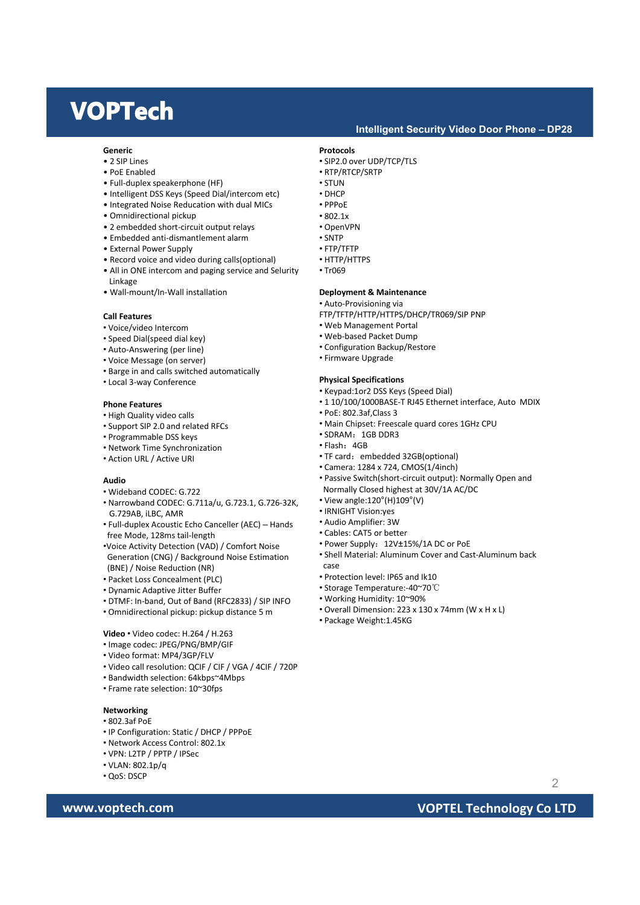# VOPTech

## Intelligent Security Video Door Phone – DP28

### Generic

- 2 SIP Lines
- PoE Enabled
- Full-duplex speakerphone (HF)
- Intelligent DSS Keys (Speed Dial/intercom etc)
- Integrated Noise Reducation with dual MICs
- Omnidirectional pickup
- 2 embedded short-circuit output relays
- Embedded anti-dismantlement alarm
- External Power Supply
- Record voice and video during calls(optional)
- All in ONE intercom and paging service and Selurity Linkage
- Wall-mount/In-Wall installation

### Call Features

- Voice/video Intercom
- Speed Dial(speed dial key)
- Auto-Answering (per line)
- Voice Message (on server)
- Barge in and calls switched automatically
- Local 3-way Conference

### Phone Features

- High Quality video calls
- Support SIP 2.0 and related RFCs
- Programmable DSS keys
- Network Time Synchronization
- Action URL / Active URI

### Audio

- Wideband CODEC: G.722
- Narrowband CODEC: G.711a/u, G.723.1, G.726-32K, G.729AB, iLBC, AMR
- Full-duplex Acoustic Echo Canceller (AEC) – Hands free Mode, 128ms tail-length
- Voice Activity Detection (VAD) / Comfort Noise Generation (CNG) / Background Noise Estimation (BNE) / Noise Reduction (NR)
- Packet Loss Concealment (PLC)
- Dynamic Adaptive Jitter Buffer
- DTMF: In-band, Out of Band (RFC2833) / SIP INFO
- Omnidirectional pickup: pickup distance 5 m

### Video

- Video codec: H.264 / H.263
- Image codec: JPEG/PNG/BMP/GIF
- Video format: MP4/3GP/FLV
- Video call resolution: QCIF / CIF / VGA / 4CIF / 720P
- Bandwidth selection: 64kbps~4Mbps
- Frame rate selection: 10~30fps

### Networking

- 802.3af PoE
- IP Configuration: Static / DHCP / PPPoE
- Network Access Control: 802.1x
- VPN: L2TP / PPTP / IPSec
- VLAN: 802.1p/q
- QoS: DSCP

### Protocols

- SIP2.0 over UDP/TCP/TLS
- RTP/RTCP/SRTP
- STUN
- DHCP
- PPPoE
- 802.1x
- OpenVPN
- SNTP
- FTP/TFTP
- HTTP/HTTPS
- Tr069

### Deployment & Maintenance

- Auto-Provisioning via FTP/TFTP/HTTP/HTTPS/DHCP/TR069/SIP PNP
- Web Management Portal
- Web-based Packet Dump
- Configuration Backup/Restore
- Firmware Upgrade

### Physical Specifications

- Keypad:1or2 DSS Keys (Speed Dial)
- 1 10/100/1000BASE-T RJ45 Ethernet interface, Auto MDIX
- PoE: 802.3af,Class 3
- Main Chipset: Freescale quard cores 1GHz CPU
- SDRAM：1GB DDR3
- Flash：4GB
- TF card：embedded 32GB(optional)
- Camera: 1284 x 724, CMOS(1/4inch)
- Passive Switch(short-circuit output): Normally Open and Normally Closed highest at 30V/1A AC/DC
- View angle:120°(H)109°(V)
- IRNIGHT Vision:yes
- Audio Amplifier: 3W
- Cables: CAT5 or better
- Power Supply：12V±15%/1A DC or PoE
- Shell Material: Aluminum Cover and Cast-Aluminum back case
- Protection level: IP65 and Ik10
- Storage Temperature:-40~70℃
- Working Humidity: 10~90%
- Overall Dimension: 223 x 130 x 74mm (W x H x L)
- Package Weight:1.45KG

www.voptech.com VOPTEL Technology Co LTD